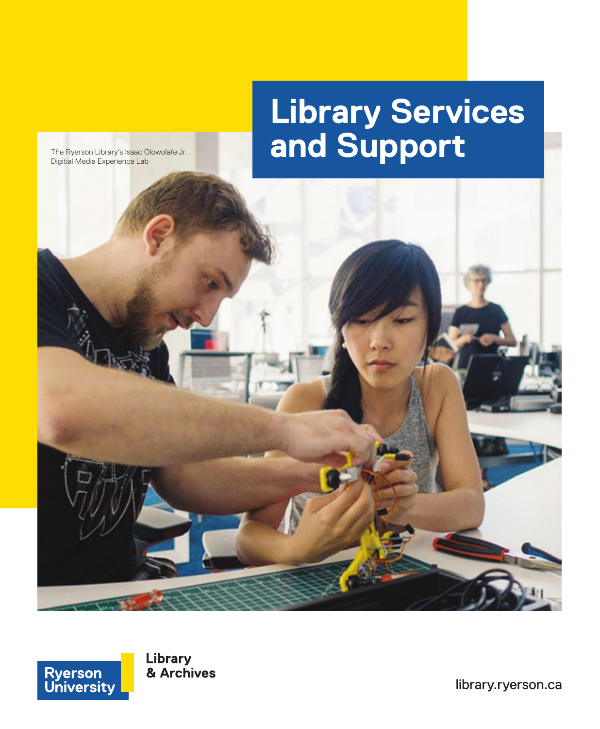# Library Services and Support

The Ryerson Library's Isaac Olowolafe Jr. Digitial Media Experience Lab

Ryerson University

Library & Archives

library.ryerson.ca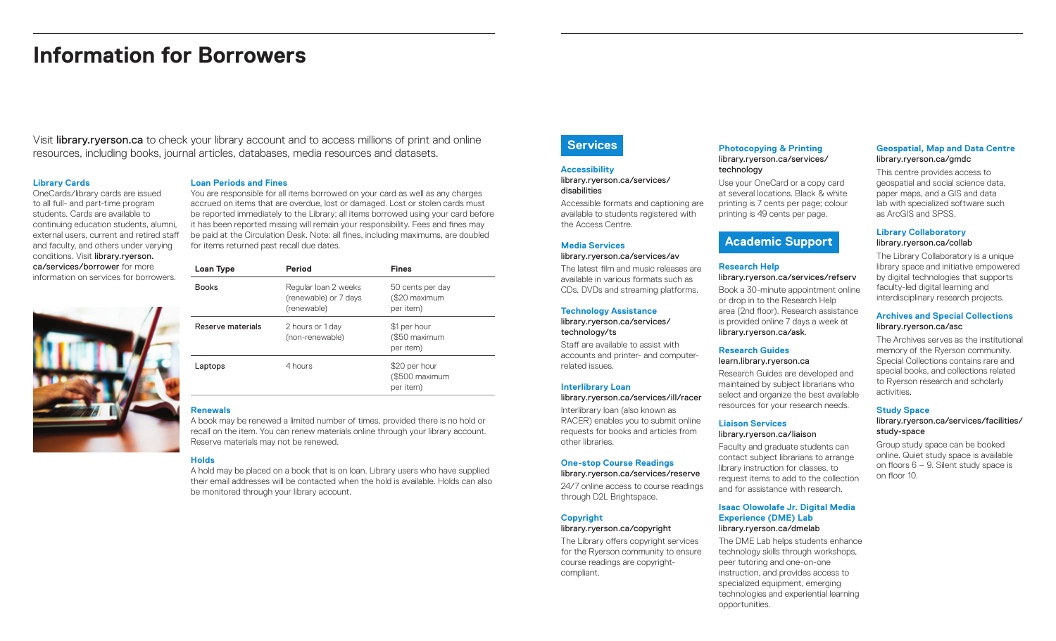# Information for Borrowers

Visit **library.ryerson.ca** to check your library account and to access millions of print and online resources, including books, journal articles, databases, media resources and datasets.

### Library Cards

OneCards/library cards are issued to all full- and part-time program students. Cards are available to continuing education students, alumni, external users, current and retired staff and faculty, and others under varying conditions. Visit **library.ryerson.ca/services/borrower** for more information on services for borrowers.

### Loan Periods and Fines

You are responsible for all items borrowed on your card as well as any charges accrued on items that are overdue, lost or damaged. Lost or stolen cards must be reported immediately to the Library; all items borrowed using your card before it has been reported missing will remain your responsibility. Fees and fines may be paid at the Circulation Desk. Note: all fines, including maximums, are doubled for items returned past recall due dates.

| Loan Type | Period | Fines |
|---|---|---|
| Books | Regular loan 2 weeks (renewable) or 7 days (renewable) | 50 cents per day ($20 maximum per item) |
| Reserve materials | 2 hours or 1 day (non-renewable) | $1 per hour ($50 maximum per item) |
| Laptops | 4 hours | $20 per hour ($500 maximum per item) |

### Renewals

A book may be renewed a limited number of times, provided there is no hold or recall on the item. You can renew materials online through your library account. Reserve materials may not be renewed.

### Holds

A hold may be placed on a book that is on loan. Library users who have supplied their email addresses will be contacted when the hold is available. Holds can also be monitored through your library account.

## Services

### Accessibility
library.ryerson.ca/services/disabilities

Accessible formats and captioning are available to students registered with the Access Centre.

### Media Services
library.ryerson.ca/services/av

The latest film and music releases are available in various formats such as CDs, DVDs and streaming platforms.

### Technology Assistance
library.ryerson.ca/services/technology/ts

Staff are available to assist with accounts and printer- and computer-related issues.

### Interlibrary Loan
library.ryerson.ca/services/ill/racer

Interlibrary loan (also known as RACER) enables you to submit online requests for books and articles from other libraries.

### One-stop Course Readings
library.ryerson.ca/services/reserve

24/7 online access to course readings through D2L Brightspace.

### Copyright
library.ryerson.ca/copyright

The Library offers copyright services for the Ryerson community to ensure course readings are copyright-compliant.

### Photocopying & Printing
library.ryerson.ca/services/technology

Use your OneCard or a copy card at several locations. Black & white printing is 7 cents per page; colour printing is 49 cents per page.

## Academic Support

### Research Help
library.ryerson.ca/services/refserv

Book a 30-minute appointment online or drop in to the Research Help area (2nd floor). Research assistance is provided online 7 days a week at library.ryerson.ca/ask.

### Research Guides
learn.library.ryerson.ca

Research Guides are developed and maintained by subject librarians who select and organize the best available resources for your research needs.

### Liaison Services
library.ryerson.ca/liaison

Faculty and graduate students can contact subject librarians to arrange library instruction for classes, to request items to add to the collection and for assistance with research.

### Isaac Olowolafe Jr. Digital Media Experience (DME) Lab
library.ryerson.ca/dmelab

The DME Lab helps students enhance technology skills through workshops, peer tutoring and one-on-one instruction, and provides access to specialized equipment, emerging technologies and experiential learning opportunities.

### Geospatial, Map and Data Centre
library.ryerson.ca/gmdc

This centre provides access to geospatial and social science data, paper maps, and a GIS and data lab with specialized software such as ArcGIS and SPSS.

### Library Collaboratory
library.ryerson.ca/collab

The Library Collaboratory is a unique library space and initiative empowered by digital technologies that supports faculty-led digital learning and interdisciplinary research projects.

### Archives and Special Collections
library.ryerson.ca/asc

The Archives serves as the institutional memory of the Ryerson community. Special Collections contains rare and special books, and collections related to Ryerson research and scholarly activities.

### Study Space
library.ryerson.ca/services/facilities/study-space

Group study space can be booked online. Quiet study space is available on floors 6 – 9. Silent study space is on floor 10.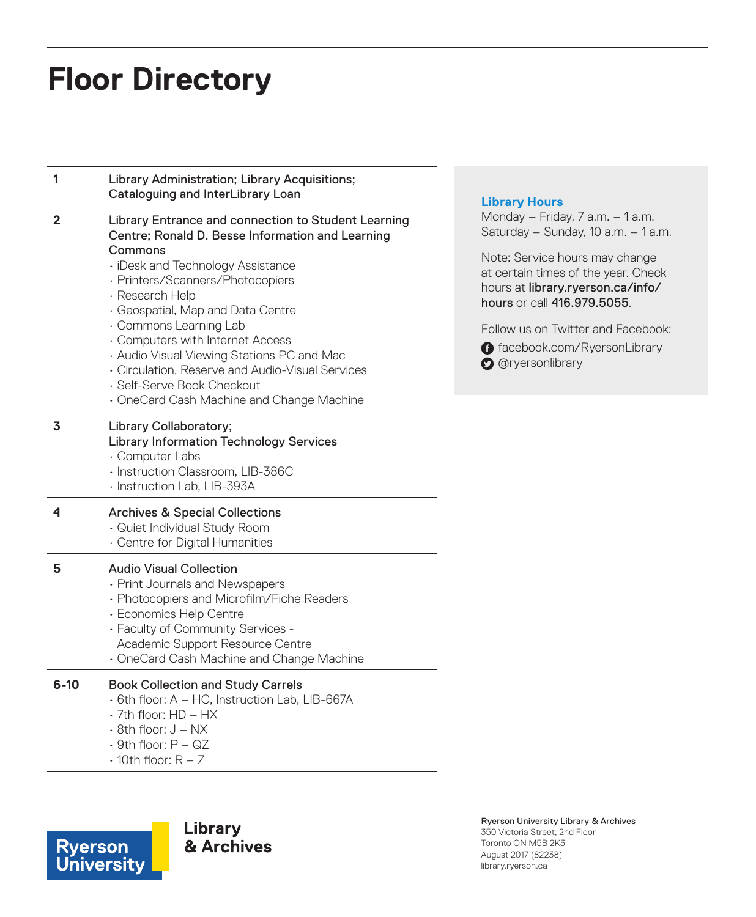# Floor Directory

| | |
|---|---|
| **1** | Library Administration; Library Acquisitions; Cataloguing and InterLibrary Loan |
| **2** | Library Entrance and connection to Student Learning Centre; Ronald D. Besse Information and Learning Commons<br>· iDesk and Technology Assistance<br>· Printers/Scanners/Photocopiers<br>· Research Help<br>· Geospatial, Map and Data Centre<br>· Commons Learning Lab<br>· Computers with Internet Access<br>· Audio Visual Viewing Stations PC and Mac<br>· Circulation, Reserve and Audio-Visual Services<br>· Self-Serve Book Checkout<br>· OneCard Cash Machine and Change Machine |
| **3** | Library Collaboratory;<br>Library Information Technology Services<br>· Computer Labs<br>· Instruction Classroom, LIB-386C<br>· Instruction Lab, LIB-393A |
| **4** | Archives & Special Collections<br>· Quiet Individual Study Room<br>· Centre for Digital Humanities |
| **5** | Audio Visual Collection<br>· Print Journals and Newspapers<br>· Photocopiers and Microfilm/Fiche Readers<br>· Economics Help Centre<br>· Faculty of Community Services - Academic Support Resource Centre<br>· OneCard Cash Machine and Change Machine |
| **6-10** | Book Collection and Study Carrels<br>· 6th floor: A – HC, Instruction Lab, LIB-667A<br>· 7th floor: HD – HX<br>· 8th floor: J – NX<br>· 9th floor: P – QZ<br>· 10th floor: R – Z |

**Library Hours**

Monday – Friday, 7 a.m. – 1 a.m.
Saturday – Sunday, 10 a.m. – 1 a.m.

Note: Service hours may change at certain times of the year. Check hours at **library.ryerson.ca/info/hours** or call **416.979.5055**.

Follow us on Twitter and Facebook:

facebook.com/RyersonLibrary
@ryersonlibrary

Ryerson University Library & Archives

Ryerson University Library & Archives
350 Victoria Street, 2nd Floor
Toronto ON M5B 2K3
August 2017 (82238)
library.ryerson.ca